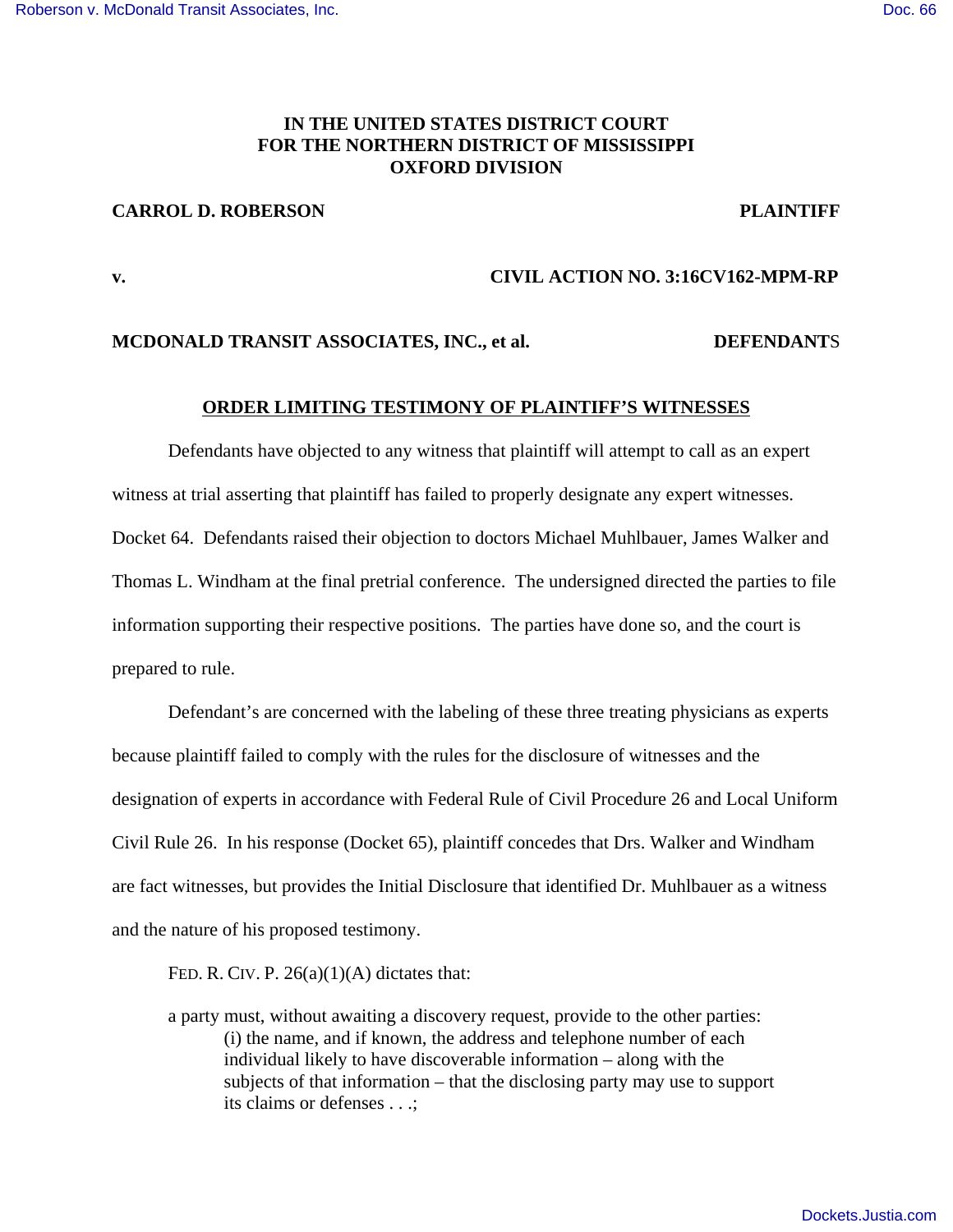**IN THE UNITED STATES DISTRICT COURT**
**FOR THE NORTHERN DISTRICT OF MISSISSIPPI**
**OXFORD DIVISION**

**CARROL D. ROBERSON** **PLAINTIFF**

**v.** **CIVIL ACTION NO. 3:16CV162-MPM-RP**

**MCDONALD TRANSIT ASSOCIATES, INC., et al.** **DEFENDANTS**

**ORDER LIMITING TESTIMONY OF PLAINTIFF'S WITNESSES**

Defendants have objected to any witness that plaintiff will attempt to call as an expert witness at trial asserting that plaintiff has failed to properly designate any expert witnesses. Docket 64. Defendants raised their objection to doctors Michael Muhlbauer, James Walker and Thomas L. Windham at the final pretrial conference. The undersigned directed the parties to file information supporting their respective positions. The parties have done so, and the court is prepared to rule.

Defendant's are concerned with the labeling of these three treating physicians as experts because plaintiff failed to comply with the rules for the disclosure of witnesses and the designation of experts in accordance with Federal Rule of Civil Procedure 26 and Local Uniform Civil Rule 26. In his response (Docket 65), plaintiff concedes that Drs. Walker and Windham are fact witnesses, but provides the Initial Disclosure that identified Dr. Muhlbauer as a witness and the nature of his proposed testimony.

FED. R. CIV. P. 26(a)(1)(A) dictates that:

> a party must, without awaiting a discovery request, provide to the other parties:
> > (i) the name, and if known, the address and telephone number of each individual likely to have discoverable information – along with the subjects of that information – that the disclosing party may use to support its claims or defenses . . .;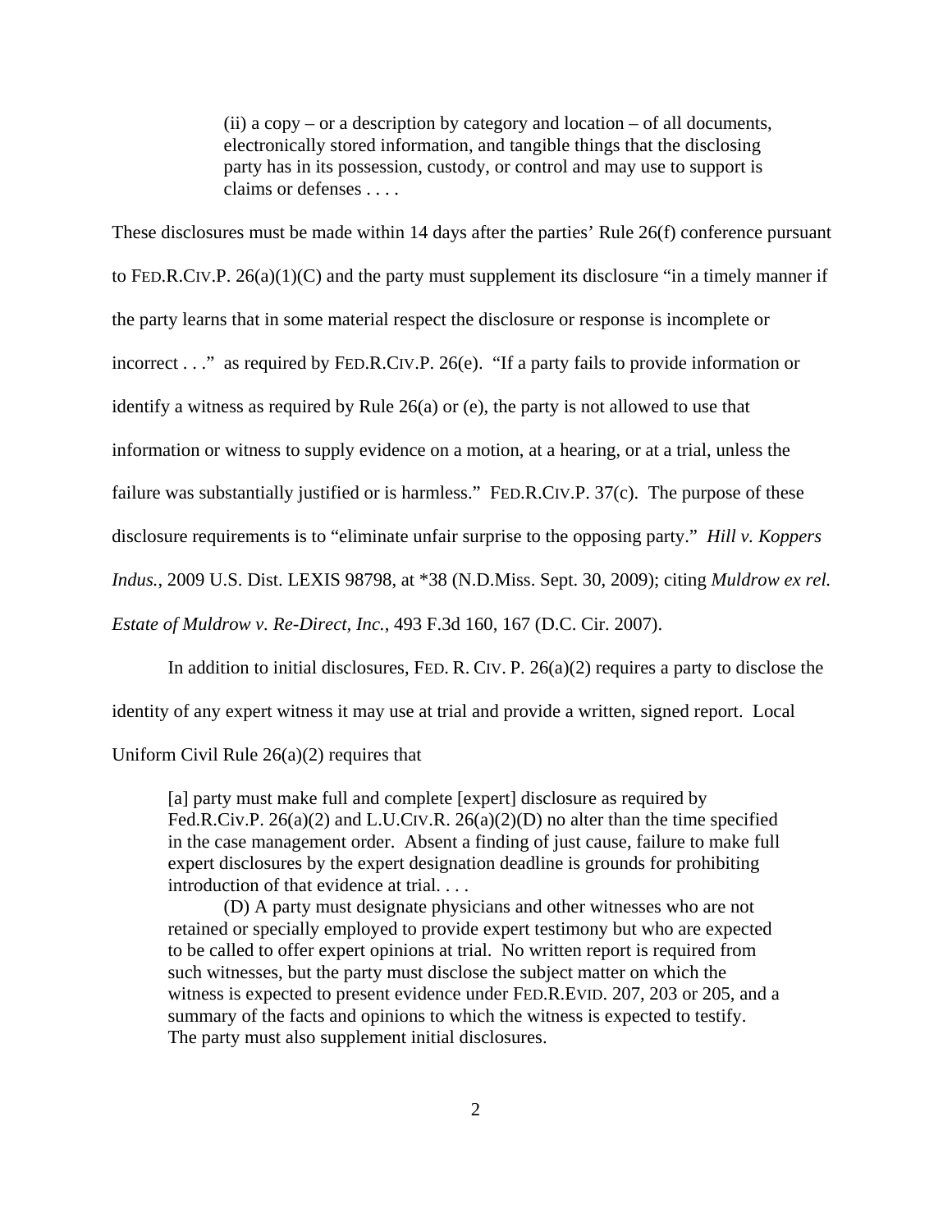> (ii) a copy – or a description by category and location – of all documents, electronically stored information, and tangible things that the disclosing party has in its possession, custody, or control and may use to support is claims or defenses . . . .

These disclosures must be made within 14 days after the parties' Rule 26(f) conference pursuant to FED.R.CIV.P. 26(a)(1)(C) and the party must supplement its disclosure "in a timely manner if the party learns that in some material respect the disclosure or response is incomplete or incorrect . . ." as required by FED.R.CIV.P. 26(e). "If a party fails to provide information or identify a witness as required by Rule 26(a) or (e), the party is not allowed to use that information or witness to supply evidence on a motion, at a hearing, or at a trial, unless the failure was substantially justified or is harmless." FED.R.CIV.P. 37(c). The purpose of these disclosure requirements is to "eliminate unfair surprise to the opposing party." *Hill v. Koppers Indus.*, 2009 U.S. Dist. LEXIS 98798, at *38 (N.D.Miss. Sept. 30, 2009); citing *Muldrow ex rel. Estate of Muldrow v. Re-Direct, Inc.*, 493 F.3d 160, 167 (D.C. Cir. 2007).

In addition to initial disclosures, FED. R. CIV. P. 26(a)(2) requires a party to disclose the identity of any expert witness it may use at trial and provide a written, signed report. Local Uniform Civil Rule 26(a)(2) requires that

> [a] party must make full and complete [expert] disclosure as required by Fed.R.Civ.P. 26(a)(2) and L.U.CIV.R. 26(a)(2)(D) no alter than the time specified in the case management order. Absent a finding of just cause, failure to make full expert disclosures by the expert designation deadline is grounds for prohibiting introduction of that evidence at trial. . . .
>
> (D) A party must designate physicians and other witnesses who are not retained or specially employed to provide expert testimony but who are expected to be called to offer expert opinions at trial. No written report is required from such witnesses, but the party must disclose the subject matter on which the witness is expected to present evidence under FED.R.EVID. 207, 203 or 205, and a summary of the facts and opinions to which the witness is expected to testify. The party must also supplement initial disclosures.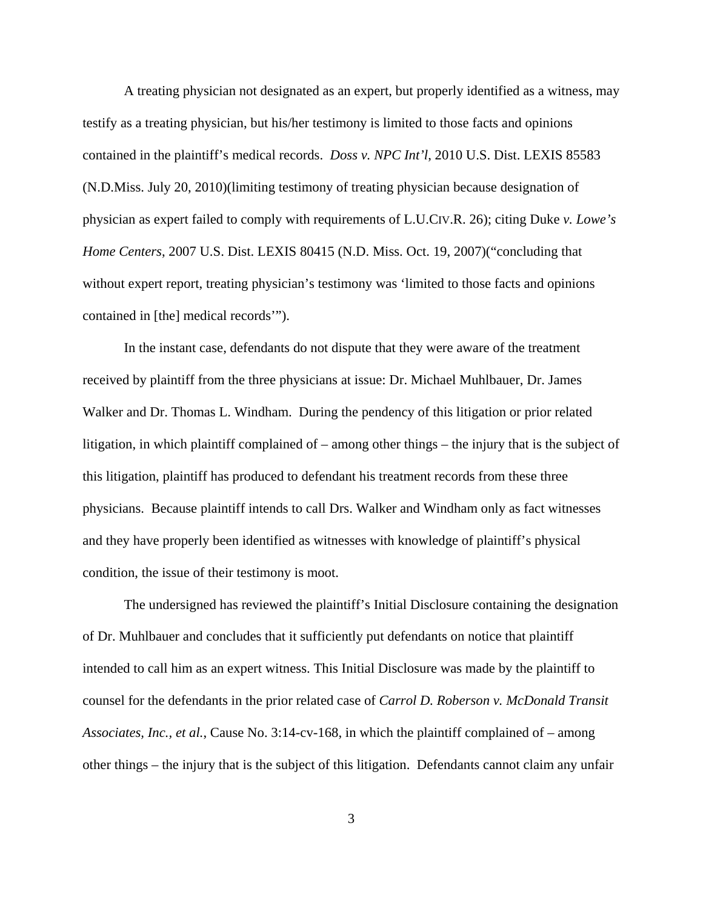A treating physician not designated as an expert, but properly identified as a witness, may testify as a treating physician, but his/her testimony is limited to those facts and opinions contained in the plaintiff's medical records. *Doss v. NPC Int'l*, 2010 U.S. Dist. LEXIS 85583 (N.D.Miss. July 20, 2010)(limiting testimony of treating physician because designation of physician as expert failed to comply with requirements of L.U.CIV.R. 26); citing Duke *v. Lowe's Home Centers*, 2007 U.S. Dist. LEXIS 80415 (N.D. Miss. Oct. 19, 2007)("concluding that without expert report, treating physician's testimony was 'limited to those facts and opinions contained in [the] medical records'").

In the instant case, defendants do not dispute that they were aware of the treatment received by plaintiff from the three physicians at issue: Dr. Michael Muhlbauer, Dr. James Walker and Dr. Thomas L. Windham. During the pendency of this litigation or prior related litigation, in which plaintiff complained of – among other things – the injury that is the subject of this litigation, plaintiff has produced to defendant his treatment records from these three physicians. Because plaintiff intends to call Drs. Walker and Windham only as fact witnesses and they have properly been identified as witnesses with knowledge of plaintiff's physical condition, the issue of their testimony is moot.

The undersigned has reviewed the plaintiff's Initial Disclosure containing the designation of Dr. Muhlbauer and concludes that it sufficiently put defendants on notice that plaintiff intended to call him as an expert witness. This Initial Disclosure was made by the plaintiff to counsel for the defendants in the prior related case of *Carrol D. Roberson v. McDonald Transit Associates, Inc., et al.*, Cause No. 3:14-cv-168, in which the plaintiff complained of – among other things – the injury that is the subject of this litigation. Defendants cannot claim any unfair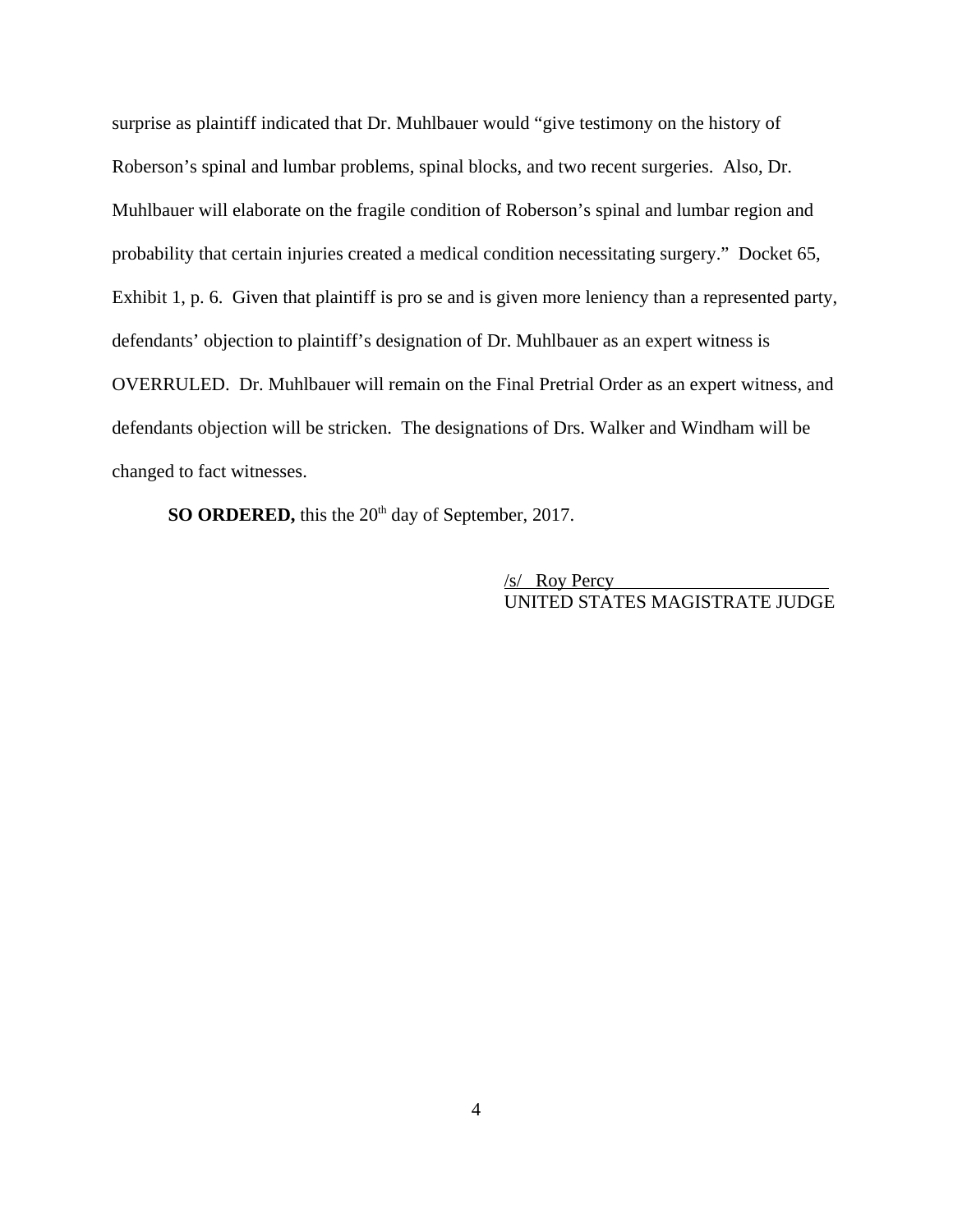surprise as plaintiff indicated that Dr. Muhlbauer would "give testimony on the history of Roberson's spinal and lumbar problems, spinal blocks, and two recent surgeries. Also, Dr. Muhlbauer will elaborate on the fragile condition of Roberson's spinal and lumbar region and probability that certain injuries created a medical condition necessitating surgery." Docket 65, Exhibit 1, p. 6. Given that plaintiff is pro se and is given more leniency than a represented party, defendants' objection to plaintiff's designation of Dr. Muhlbauer as an expert witness is OVERRULED. Dr. Muhlbauer will remain on the Final Pretrial Order as an expert witness, and defendants objection will be stricken. The designations of Drs. Walker and Windham will be changed to fact witnesses.

**SO ORDERED,** this the 20th day of September, 2017.

/s/ Roy Percy
UNITED STATES MAGISTRATE JUDGE